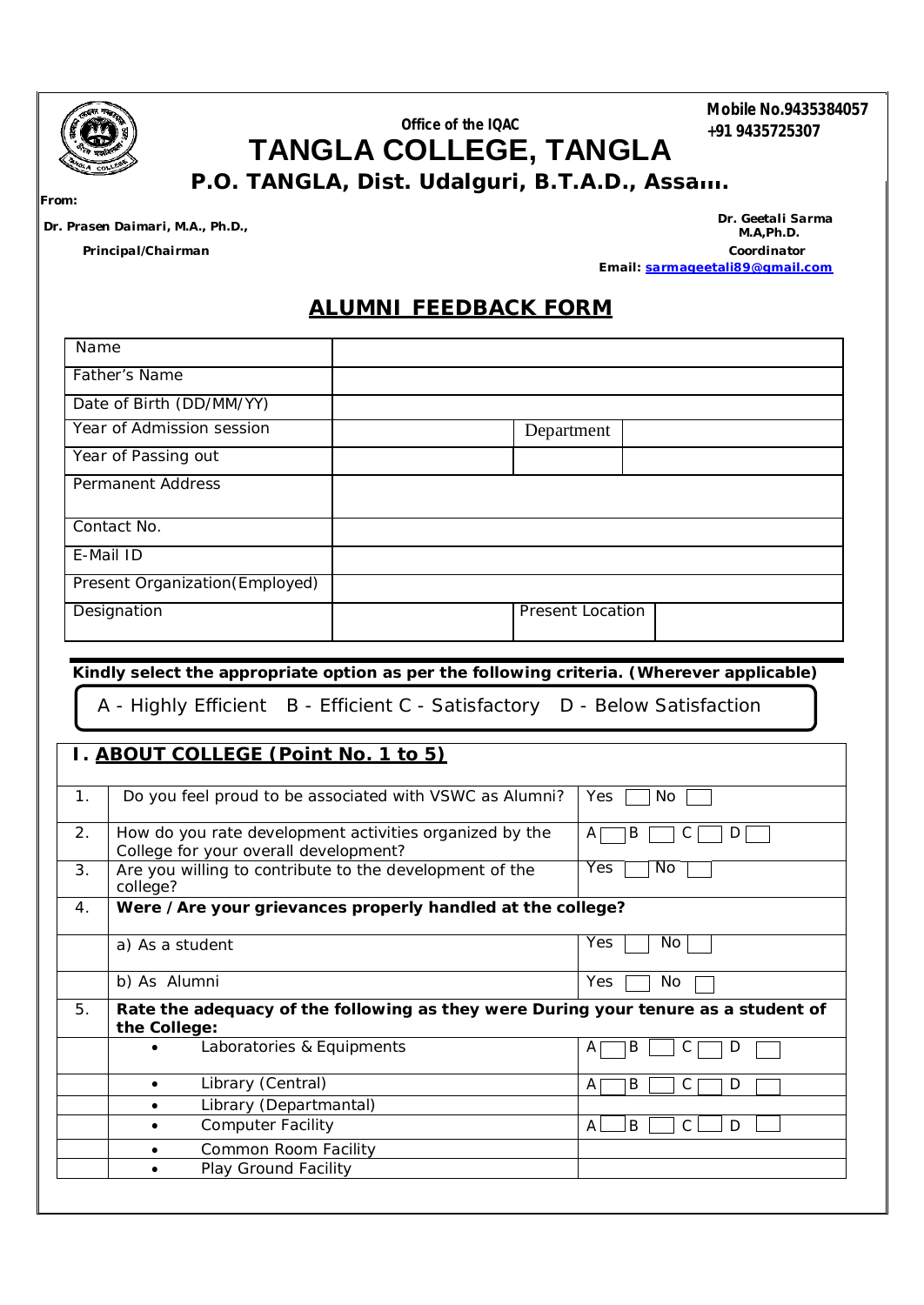Office of the IQAC

# TANGLA COLLEGE, TANGLA

**P.O. TANGLA, Dist. Udalguri, B.T.A.D., Assam.**

**Mobile No.9435384057**
**+91 9435725307**

**From:**

**Dr. Prasen Daimari, M.A., Ph.D.,**
**Principal/Chairman**

**Dr. Geetali Sarma**
**M.A,Ph.D.**
**Coordinator**
**Email: sarmageetali89@gmail.com**

## ALUMNI FEEDBACK FORM

| | | | |
|---|---|---|---|
| Name | | | |
| Father's Name | | | |
| Date of Birth (DD/MM/YY) | | | |
| Year of Admission session | | Department | |
| Year of Passing out | | | |
| Permanent Address | | | |
| Contact No. | | | |
| E-Mail ID | | | |
| Present Organization(Employed) | | | |
| Designation | | Present Location | |

**Kindly select the appropriate option as per the following criteria. (Wherever applicable)**

A - Highly Efficient B - Efficient C - Satisfactory D - Below Satisfaction

### I. ABOUT COLLEGE (Point No. 1 to 5)

| | | |
|---|---|---|
| 1. | Do you feel proud to be associated with VSWC as Alumni? | Yes ☐ No ☐ |
| 2. | How do you rate development activities organized by the College for your overall development? | A ☐ B ☐ C ☐ D ☐ |
| 3. | Are you willing to contribute to the development of the college? | Yes ☐ No ☐ |
| 4. | **Were / Are your grievances properly handled at the college?** | |
| | a) As a student | Yes ☐ No ☐ |
| | b) As Alumni | Yes ☐ No ☐ |
| 5. | **Rate the adequacy of the following as they were During your tenure as a student of the College:** | |
| | • Laboratories & Equipments | A ☐ B ☐ C ☐ D ☐ |
| | • Library (Central) | A ☐ B ☐ C ☐ D ☐ |
| | • Library (Departmantal) | |
| | • Computer Facility | A ☐ B ☐ C ☐ D ☐ |
| | • Common Room Facility | |
| | • Play Ground Facility | |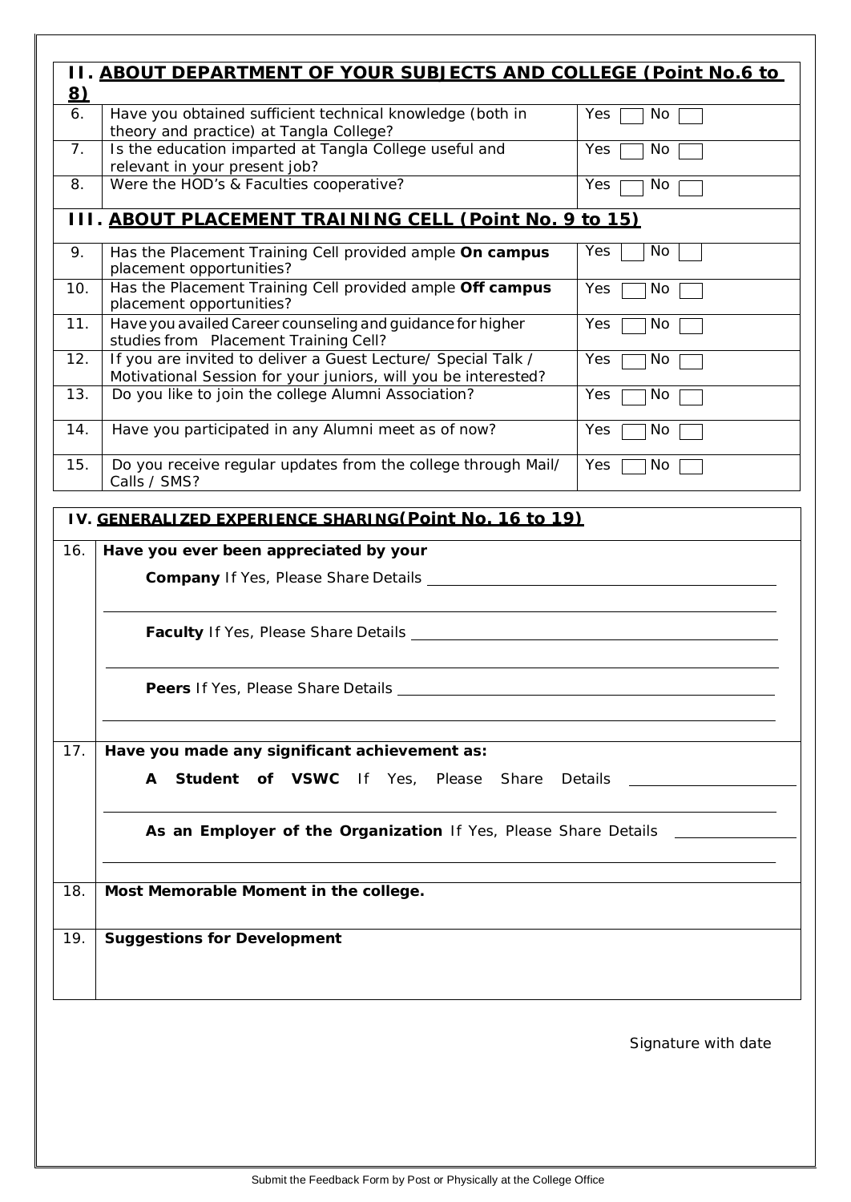## II. ABOUT DEPARTMENT OF YOUR SUBJECTS AND COLLEGE (Point No.6 to 8)

| | | |
|---|---|---|
| 6. | Have you obtained sufficient technical knowledge (both in theory and practice) at Tangla College? | Yes ☐ No ☐ |
| 7. | Is the education imparted at Tangla College useful and relevant in your present job? | Yes ☐ No ☐ |
| 8. | Were the HOD's & Faculties cooperative? | Yes ☐ No ☐ |

## III. ABOUT PLACEMENT TRAINING CELL (Point No. 9 to 15)

| | | |
|---|---|---|
| 9. | Has the Placement Training Cell provided ample **On campus** placement opportunities? | Yes ☐ No ☐ |
| 10. | Has the Placement Training Cell provided ample **Off campus** placement opportunities? | Yes ☐ No ☐ |
| 11. | Have you availed Career counseling and guidance for higher studies from Placement Training Cell? | Yes ☐ No ☐ |
| 12. | If you are invited to deliver a Guest Lecture/ Special Talk / Motivational Session for your juniors, will you be interested? | Yes ☐ No ☐ |
| 13. | Do you like to join the college Alumni Association? | Yes ☐ No ☐ |
| 14. | Have you participated in any Alumni meet as of now? | Yes ☐ No ☐ |
| 15. | Do you receive regular updates from the college through Mail/ Calls / SMS? | Yes ☐ No ☐ |

## IV. GENERALIZED EXPERIENCE SHARING(Point No. 16 to 19)

16. **Have you ever been appreciated by your**

**Company** If Yes, Please Share Details ____________________

____________________

**Faculty** If Yes, Please Share Details ____________________

____________________

**Peers** If Yes, Please Share Details ____________________

____________________

17. **Have you made any significant achievement as:**

**A Student of VSWC** If Yes, Please Share Details ____________________

____________________

**As an Employer of the Organization** If Yes, Please Share Details ____________________

____________________

18. **Most Memorable Moment in the college.**

19. **Suggestions for Development**

Signature with date

Submit the Feedback Form by Post or Physically at the College Office